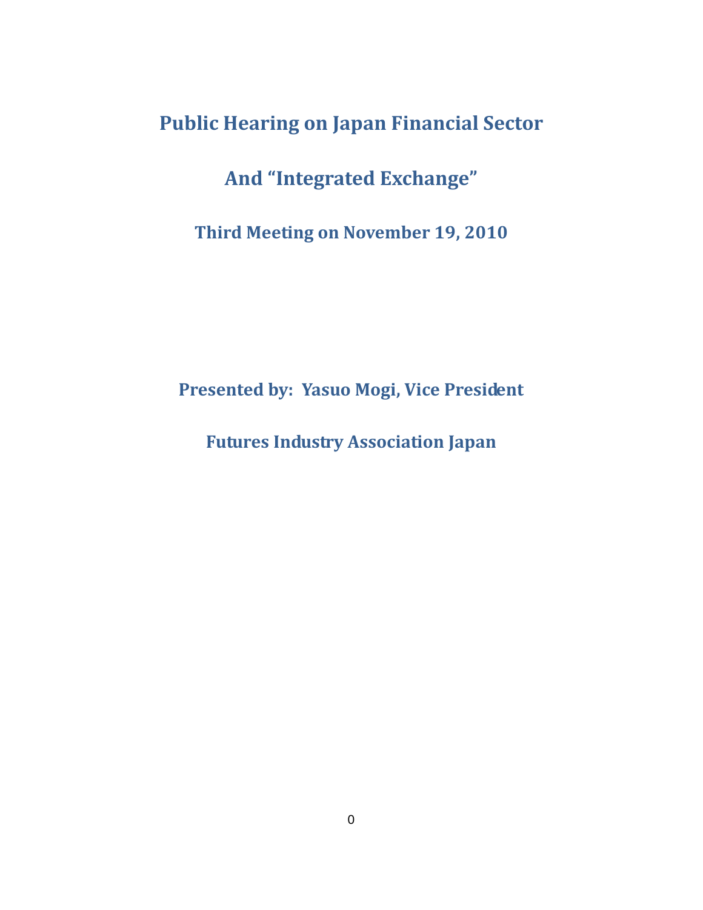# Public Hearing on Japan Financial Sector

# And "Integrated Exchange"

## Third Meeting on November 19, 2010

**Presented by: Yasuo Mogi, Vice President**

**Futures Industry Association Japan**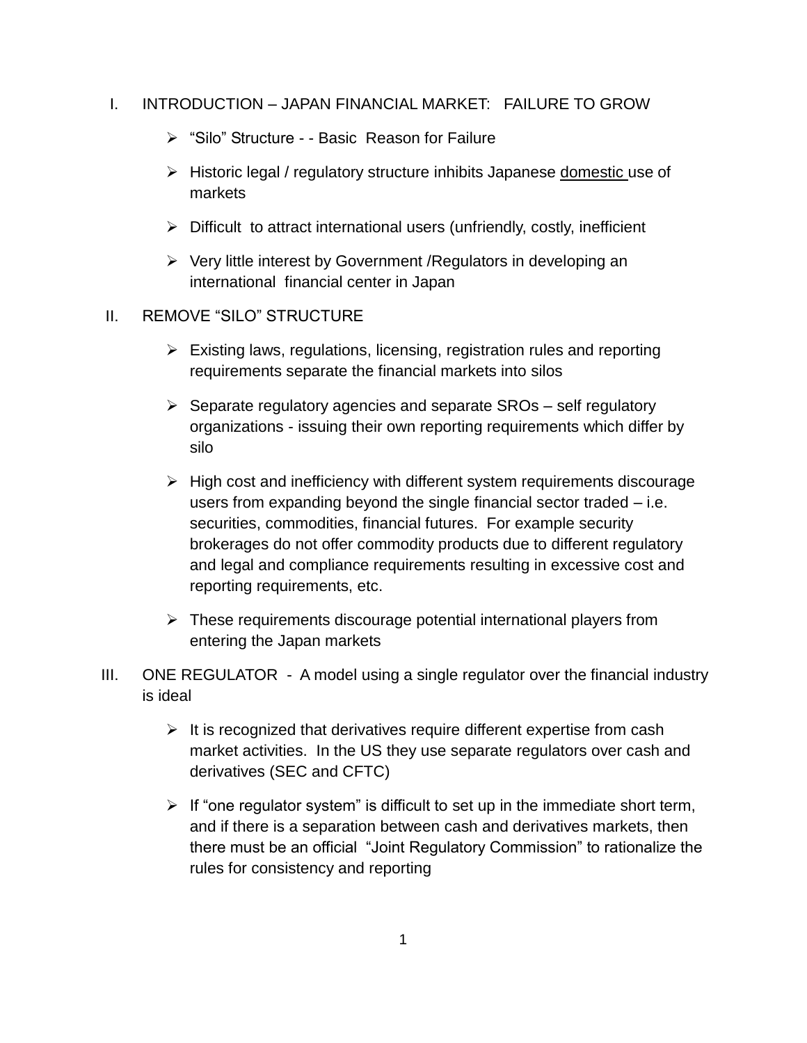I. INTRODUCTION – JAPAN FINANCIAL MARKET: FAILURE TO GROW

- "Silo" Structure - - Basic Reason for Failure
- Historic legal / regulatory structure inhibits Japanese domestic use of markets
- Difficult to attract international users (unfriendly, costly, inefficient
- Very little interest by Government /Regulators in developing an international financial center in Japan

II. REMOVE "SILO" STRUCTURE

- Existing laws, regulations, licensing, registration rules and reporting requirements separate the financial markets into silos
- Separate regulatory agencies and separate SROs – self regulatory organizations - issuing their own reporting requirements which differ by silo
- High cost and inefficiency with different system requirements discourage users from expanding beyond the single financial sector traded – i.e. securities, commodities, financial futures. For example security brokerages do not offer commodity products due to different regulatory and legal and compliance requirements resulting in excessive cost and reporting requirements, etc.
- These requirements discourage potential international players from entering the Japan markets

III. ONE REGULATOR - A model using a single regulator over the financial industry is ideal

- It is recognized that derivatives require different expertise from cash market activities. In the US they use separate regulators over cash and derivatives (SEC and CFTC)
- If "one regulator system" is difficult to set up in the immediate short term, and if there is a separation between cash and derivatives markets, then there must be an official "Joint Regulatory Commission" to rationalize the rules for consistency and reporting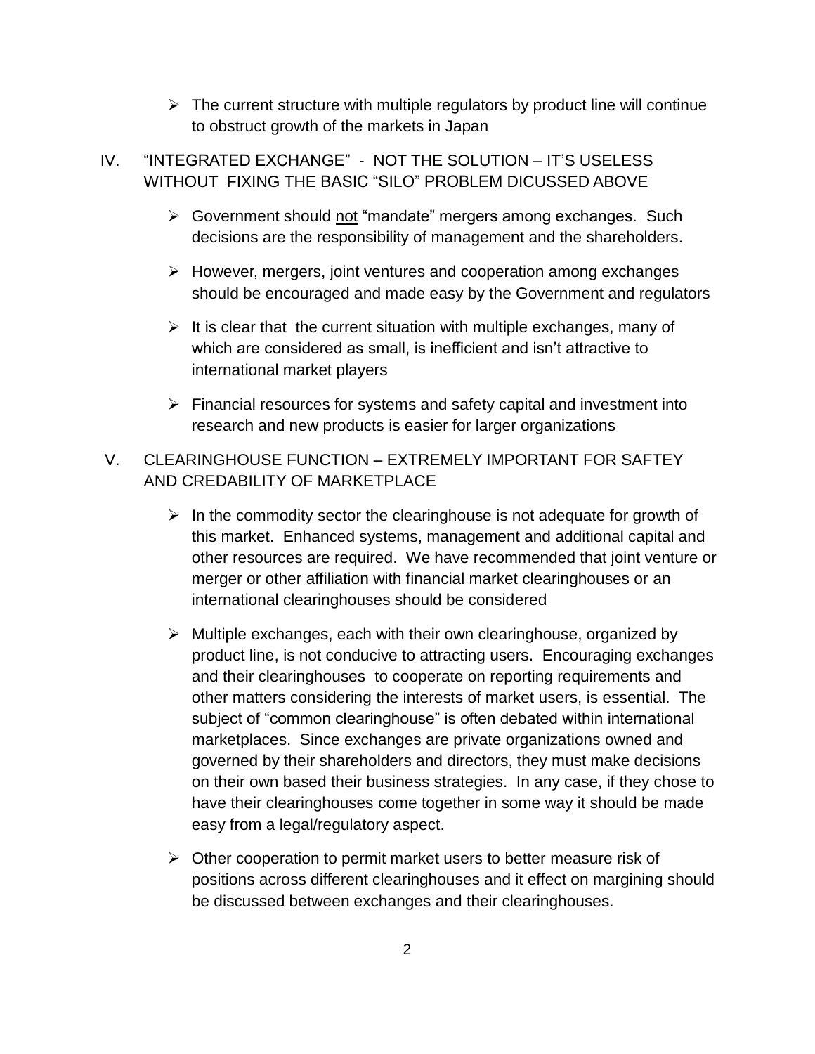- The current structure with multiple regulators by product line will continue to obstruct growth of the markets in Japan

IV. "INTEGRATED EXCHANGE" - NOT THE SOLUTION – IT'S USELESS WITHOUT FIXING THE BASIC "SILO" PROBLEM DICUSSED ABOVE

- Government should not "mandate" mergers among exchanges. Such decisions are the responsibility of management and the shareholders.
- However, mergers, joint ventures and cooperation among exchanges should be encouraged and made easy by the Government and regulators
- It is clear that the current situation with multiple exchanges, many of which are considered as small, is inefficient and isn't attractive to international market players
- Financial resources for systems and safety capital and investment into research and new products is easier for larger organizations

V. CLEARINGHOUSE FUNCTION – EXTREMELY IMPORTANT FOR SAFTEY AND CREDABILITY OF MARKETPLACE

- In the commodity sector the clearinghouse is not adequate for growth of this market. Enhanced systems, management and additional capital and other resources are required. We have recommended that joint venture or merger or other affiliation with financial market clearinghouses or an international clearinghouses should be considered
- Multiple exchanges, each with their own clearinghouse, organized by product line, is not conducive to attracting users. Encouraging exchanges and their clearinghouses to cooperate on reporting requirements and other matters considering the interests of market users, is essential. The subject of "common clearinghouse" is often debated within international marketplaces. Since exchanges are private organizations owned and governed by their shareholders and directors, they must make decisions on their own based their business strategies. In any case, if they chose to have their clearinghouses come together in some way it should be made easy from a legal/regulatory aspect.
- Other cooperation to permit market users to better measure risk of positions across different clearinghouses and it effect on margining should be discussed between exchanges and their clearinghouses.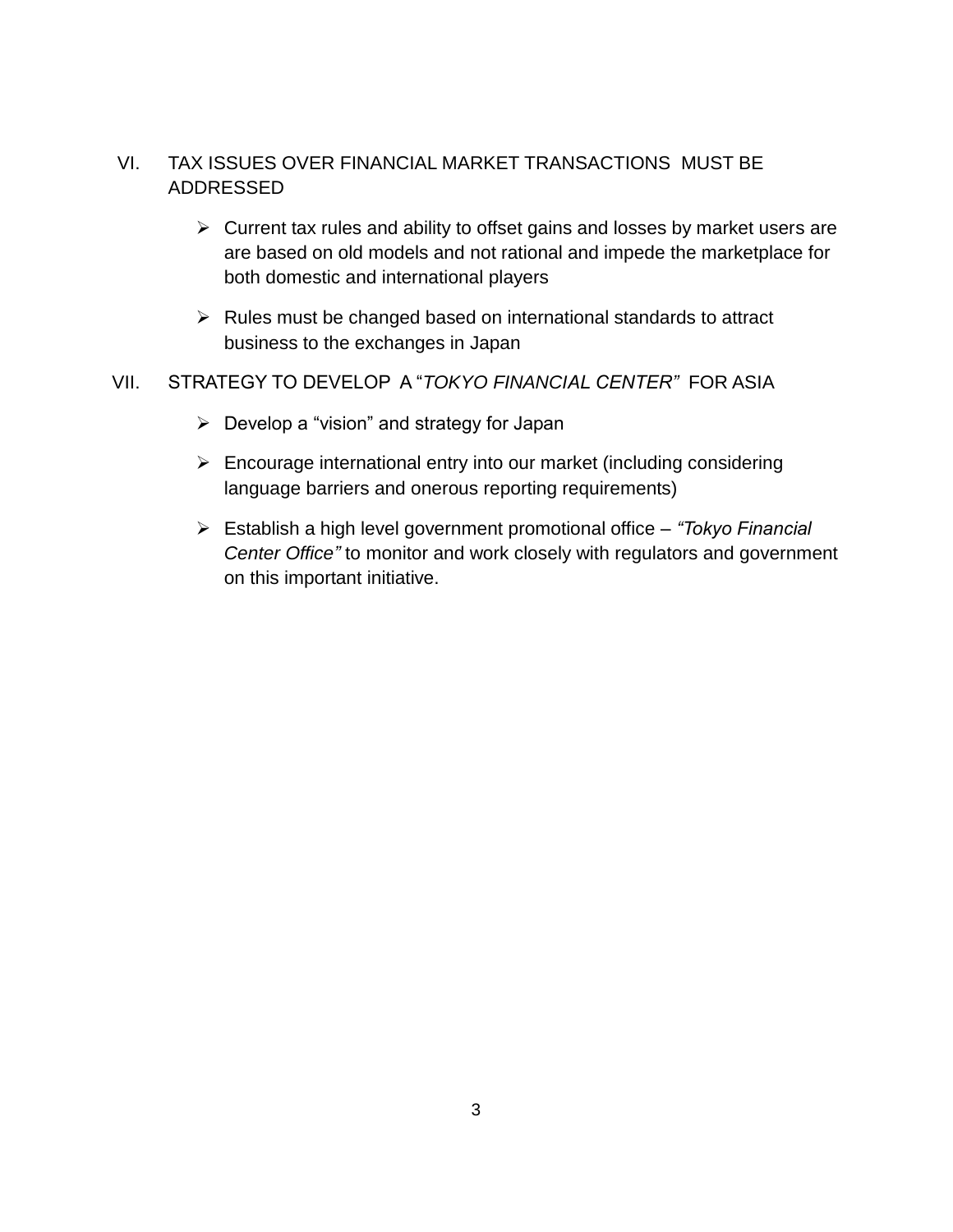VI. TAX ISSUES OVER FINANCIAL MARKET TRANSACTIONS MUST BE ADDRESSED

- Current tax rules and ability to offset gains and losses by market users are are based on old models and not rational and impede the marketplace for both domestic and international players
- Rules must be changed based on international standards to attract business to the exchanges in Japan

VII. STRATEGY TO DEVELOP A "*TOKYO FINANCIAL CENTER*" FOR ASIA

- Develop a "vision" and strategy for Japan
- Encourage international entry into our market (including considering language barriers and onerous reporting requirements)
- Establish a high level government promotional office – *"Tokyo Financial Center Office"* to monitor and work closely with regulators and government on this important initiative.